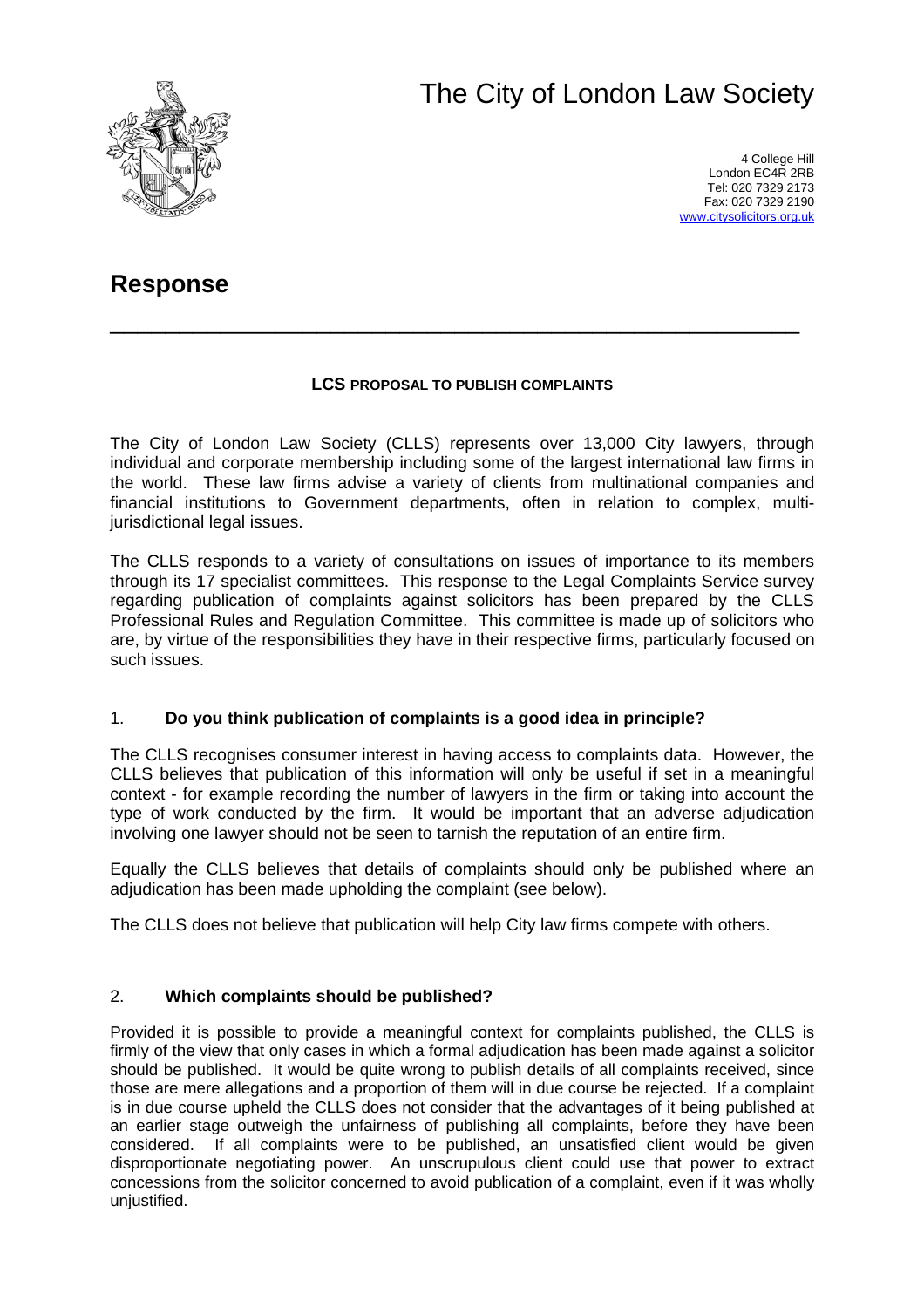# The City of London Law Society

4 College Hill
London EC4R 2RB
Tel: 020 7329 2173
Fax: 020 7329 2190
www.citysolicitors.org.uk

## Response

---

**LCS PROPOSAL TO PUBLISH COMPLAINTS**

The City of London Law Society (CLLS) represents over 13,000 City lawyers, through individual and corporate membership including some of the largest international law firms in the world. These law firms advise a variety of clients from multinational companies and financial institutions to Government departments, often in relation to complex, multi-jurisdictional legal issues.

The CLLS responds to a variety of consultations on issues of importance to its members through its 17 specialist committees. This response to the Legal Complaints Service survey regarding publication of complaints against solicitors has been prepared by the CLLS Professional Rules and Regulation Committee. This committee is made up of solicitors who are, by virtue of the responsibilities they have in their respective firms, particularly focused on such issues.

### 1. **Do you think publication of complaints is a good idea in principle?**

The CLLS recognises consumer interest in having access to complaints data. However, the CLLS believes that publication of this information will only be useful if set in a meaningful context - for example recording the number of lawyers in the firm or taking into account the type of work conducted by the firm. It would be important that an adverse adjudication involving one lawyer should not be seen to tarnish the reputation of an entire firm.

Equally the CLLS believes that details of complaints should only be published where an adjudication has been made upholding the complaint (see below).

The CLLS does not believe that publication will help City law firms compete with others.

### 2. **Which complaints should be published?**

Provided it is possible to provide a meaningful context for complaints published, the CLLS is firmly of the view that only cases in which a formal adjudication has been made against a solicitor should be published. It would be quite wrong to publish details of all complaints received, since those are mere allegations and a proportion of them will in due course be rejected. If a complaint is in due course upheld the CLLS does not consider that the advantages of it being published at an earlier stage outweigh the unfairness of publishing all complaints, before they have been considered. If all complaints were to be published, an unsatisfied client would be given disproportionate negotiating power. An unscrupulous client could use that power to extract concessions from the solicitor concerned to avoid publication of a complaint, even if it was wholly unjustified.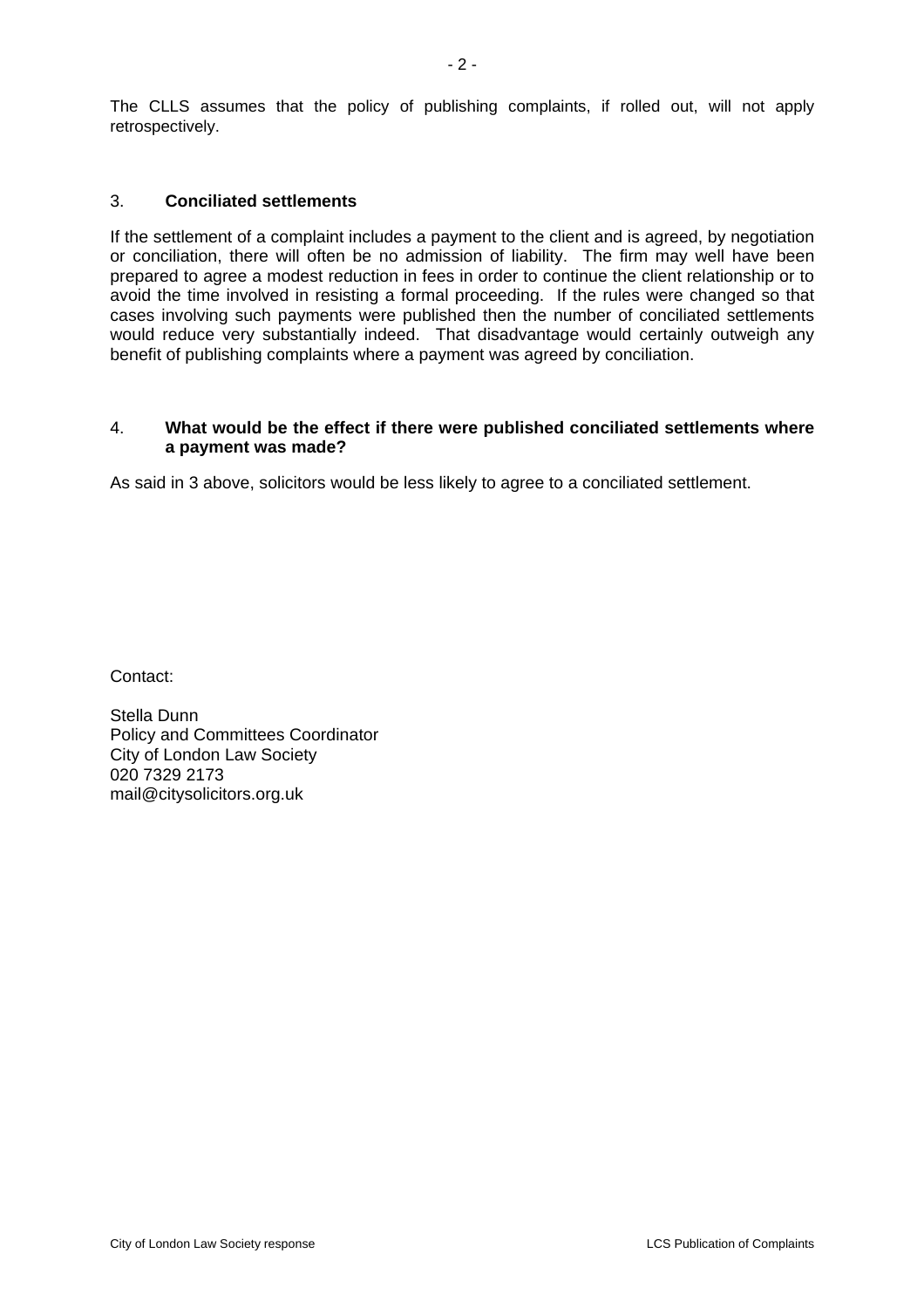The CLLS assumes that the policy of publishing complaints, if rolled out, will not apply retrospectively.

## 3. **Conciliated settlements**

If the settlement of a complaint includes a payment to the client and is agreed, by negotiation or conciliation, there will often be no admission of liability. The firm may well have been prepared to agree a modest reduction in fees in order to continue the client relationship or to avoid the time involved in resisting a formal proceeding. If the rules were changed so that cases involving such payments were published then the number of conciliated settlements would reduce very substantially indeed. That disadvantage would certainly outweigh any benefit of publishing complaints where a payment was agreed by conciliation.

## 4. **What would be the effect if there were published conciliated settlements where a payment was made?**

As said in 3 above, solicitors would be less likely to agree to a conciliated settlement.

Contact:

Stella Dunn
Policy and Committees Coordinator
City of London Law Society
020 7329 2173
mail@citysolicitors.org.uk